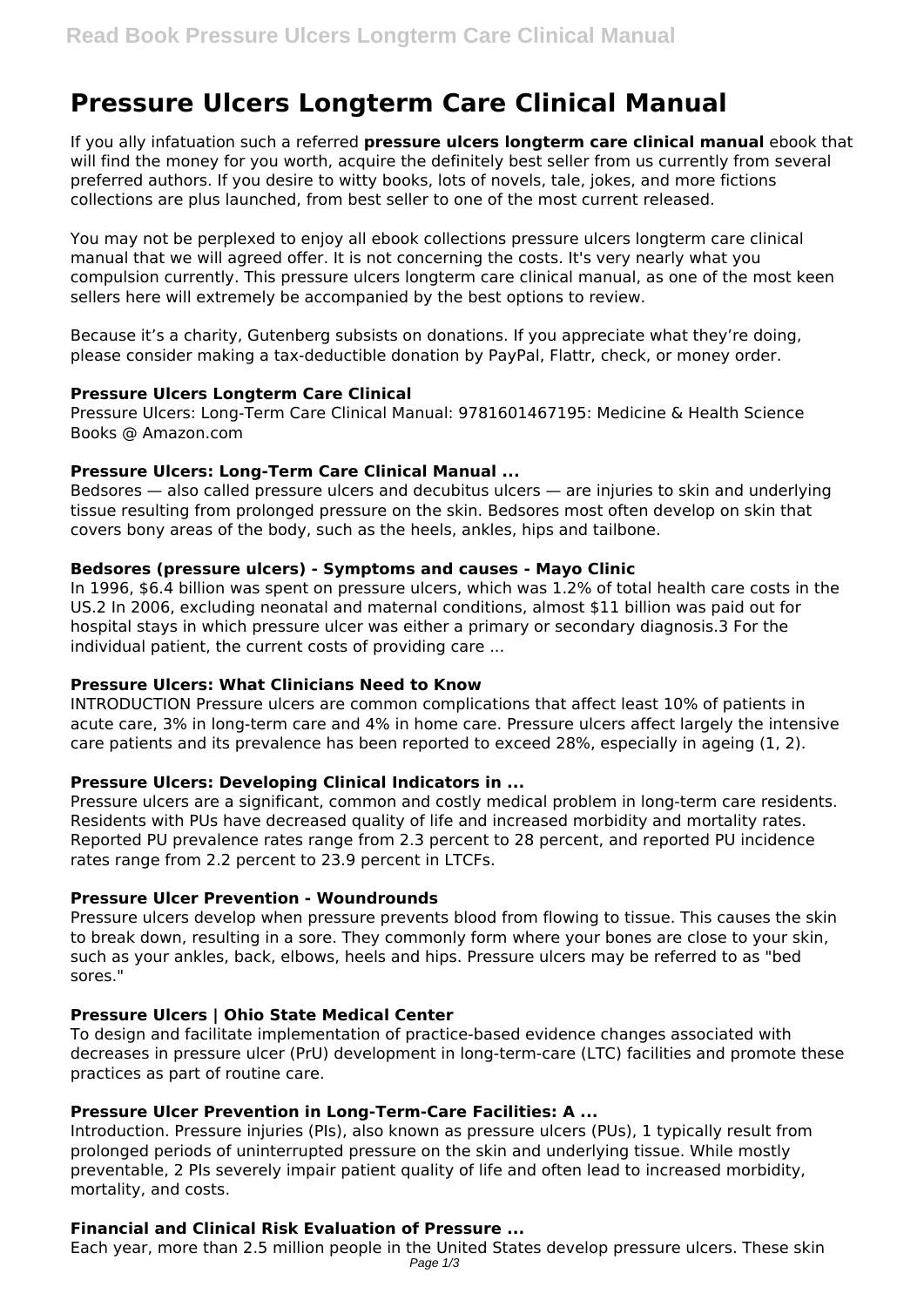# Pressure Ulcers Longterm Care Clinical Manual

If you ally infatuation such a referred **pressure ulcers longterm care clinical manual** ebook that will find the money for you worth, acquire the definitely best seller from us currently from several preferred authors. If you desire to witty books, lots of novels, tale, jokes, and more fictions collections are plus launched, from best seller to one of the most current released.

You may not be perplexed to enjoy all ebook collections pressure ulcers longterm care clinical manual that we will agreed offer. It is not concerning the costs. It's very nearly what you compulsion currently. This pressure ulcers longterm care clinical manual, as one of the most keen sellers here will extremely be accompanied by the best options to review.

Because it's a charity, Gutenberg subsists on donations. If you appreciate what they're doing, please consider making a tax-deductible donation by PayPal, Flattr, check, or money order.

### Pressure Ulcers Longterm Care Clinical

Pressure Ulcers: Long-Term Care Clinical Manual: 9781601467195: Medicine & Health Science Books @ Amazon.com

### Pressure Ulcers: Long-Term Care Clinical Manual ...

Bedsores — also called pressure ulcers and decubitus ulcers — are injuries to skin and underlying tissue resulting from prolonged pressure on the skin. Bedsores most often develop on skin that covers bony areas of the body, such as the heels, ankles, hips and tailbone.

### Bedsores (pressure ulcers) - Symptoms and causes - Mayo Clinic

In 1996, $6.4 billion was spent on pressure ulcers, which was 1.2% of total health care costs in the US.2 In 2006, excluding neonatal and maternal conditions, almost $11 billion was paid out for hospital stays in which pressure ulcer was either a primary or secondary diagnosis.3 For the individual patient, the current costs of providing care ...

### Pressure Ulcers: What Clinicians Need to Know

INTRODUCTION Pressure ulcers are common complications that affect least 10% of patients in acute care, 3% in long-term care and 4% in home care. Pressure ulcers affect largely the intensive care patients and its prevalence has been reported to exceed 28%, especially in ageing (1, 2).

### Pressure Ulcers: Developing Clinical Indicators in ...

Pressure ulcers are a significant, common and costly medical problem in long-term care residents. Residents with PUs have decreased quality of life and increased morbidity and mortality rates. Reported PU prevalence rates range from 2.3 percent to 28 percent, and reported PU incidence rates range from 2.2 percent to 23.9 percent in LTCFs.

### Pressure Ulcer Prevention - Woundrounds

Pressure ulcers develop when pressure prevents blood from flowing to tissue. This causes the skin to break down, resulting in a sore. They commonly form where your bones are close to your skin, such as your ankles, back, elbows, heels and hips. Pressure ulcers may be referred to as "bed sores."

### Pressure Ulcers | Ohio State Medical Center

To design and facilitate implementation of practice-based evidence changes associated with decreases in pressure ulcer (PrU) development in long-term-care (LTC) facilities and promote these practices as part of routine care.

### Pressure Ulcer Prevention in Long-Term-Care Facilities: A ...

Introduction. Pressure injuries (PIs), also known as pressure ulcers (PUs), 1 typically result from prolonged periods of uninterrupted pressure on the skin and underlying tissue. While mostly preventable, 2 PIs severely impair patient quality of life and often lead to increased morbidity, mortality, and costs.

### Financial and Clinical Risk Evaluation of Pressure ...

Each year, more than 2.5 million people in the United States develop pressure ulcers. These skin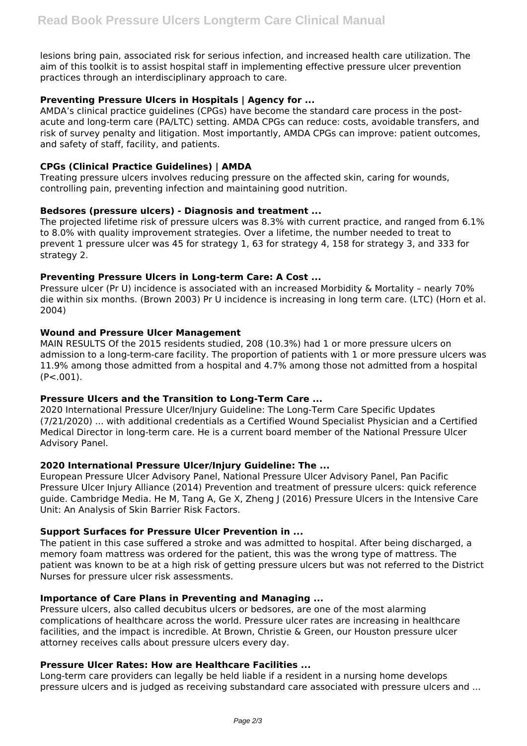lesions bring pain, associated risk for serious infection, and increased health care utilization. The aim of this toolkit is to assist hospital staff in implementing effective pressure ulcer prevention practices through an interdisciplinary approach to care.

### Preventing Pressure Ulcers in Hospitals | Agency for ...

AMDA's clinical practice guidelines (CPGs) have become the standard care process in the post-acute and long-term care (PA/LTC) setting. AMDA CPGs can reduce: costs, avoidable transfers, and risk of survey penalty and litigation. Most importantly, AMDA CPGs can improve: patient outcomes, and safety of staff, facility, and patients.

### CPGs (Clinical Practice Guidelines) | AMDA

Treating pressure ulcers involves reducing pressure on the affected skin, caring for wounds, controlling pain, preventing infection and maintaining good nutrition.

### Bedsores (pressure ulcers) - Diagnosis and treatment ...

The projected lifetime risk of pressure ulcers was 8.3% with current practice, and ranged from 6.1% to 8.0% with quality improvement strategies. Over a lifetime, the number needed to treat to prevent 1 pressure ulcer was 45 for strategy 1, 63 for strategy 4, 158 for strategy 3, and 333 for strategy 2.

### Preventing Pressure Ulcers in Long-term Care: A Cost ...

Pressure ulcer (Pr U) incidence is associated with an increased Morbidity & Mortality – nearly 70% die within six months. (Brown 2003) Pr U incidence is increasing in long term care. (LTC) (Horn et al. 2004)

### Wound and Pressure Ulcer Management

MAIN RESULTS Of the 2015 residents studied, 208 (10.3%) had 1 or more pressure ulcers on admission to a long-term-care facility. The proportion of patients with 1 or more pressure ulcers was 11.9% among those admitted from a hospital and 4.7% among those not admitted from a hospital ($P<.001$).

### Pressure Ulcers and the Transition to Long-Term Care ...

2020 International Pressure Ulcer/Injury Guideline: The Long-Term Care Specific Updates (7/21/2020) ... with additional credentials as a Certified Wound Specialist Physician and a Certified Medical Director in long-term care. He is a current board member of the National Pressure Ulcer Advisory Panel.

### 2020 International Pressure Ulcer/Injury Guideline: The ...

European Pressure Ulcer Advisory Panel, National Pressure Ulcer Advisory Panel, Pan Pacific Pressure Ulcer Injury Alliance (2014) Prevention and treatment of pressure ulcers: quick reference guide. Cambridge Media. He M, Tang A, Ge X, Zheng J (2016) Pressure Ulcers in the Intensive Care Unit: An Analysis of Skin Barrier Risk Factors.

### Support Surfaces for Pressure Ulcer Prevention in ...

The patient in this case suffered a stroke and was admitted to hospital. After being discharged, a memory foam mattress was ordered for the patient, this was the wrong type of mattress. The patient was known to be at a high risk of getting pressure ulcers but was not referred to the District Nurses for pressure ulcer risk assessments.

### Importance of Care Plans in Preventing and Managing ...

Pressure ulcers, also called decubitus ulcers or bedsores, are one of the most alarming complications of healthcare across the world. Pressure ulcer rates are increasing in healthcare facilities, and the impact is incredible. At Brown, Christie & Green, our Houston pressure ulcer attorney receives calls about pressure ulcers every day.

### Pressure Ulcer Rates: How are Healthcare Facilities ...

Long-term care providers can legally be held liable if a resident in a nursing home develops pressure ulcers and is judged as receiving substandard care associated with pressure ulcers and ...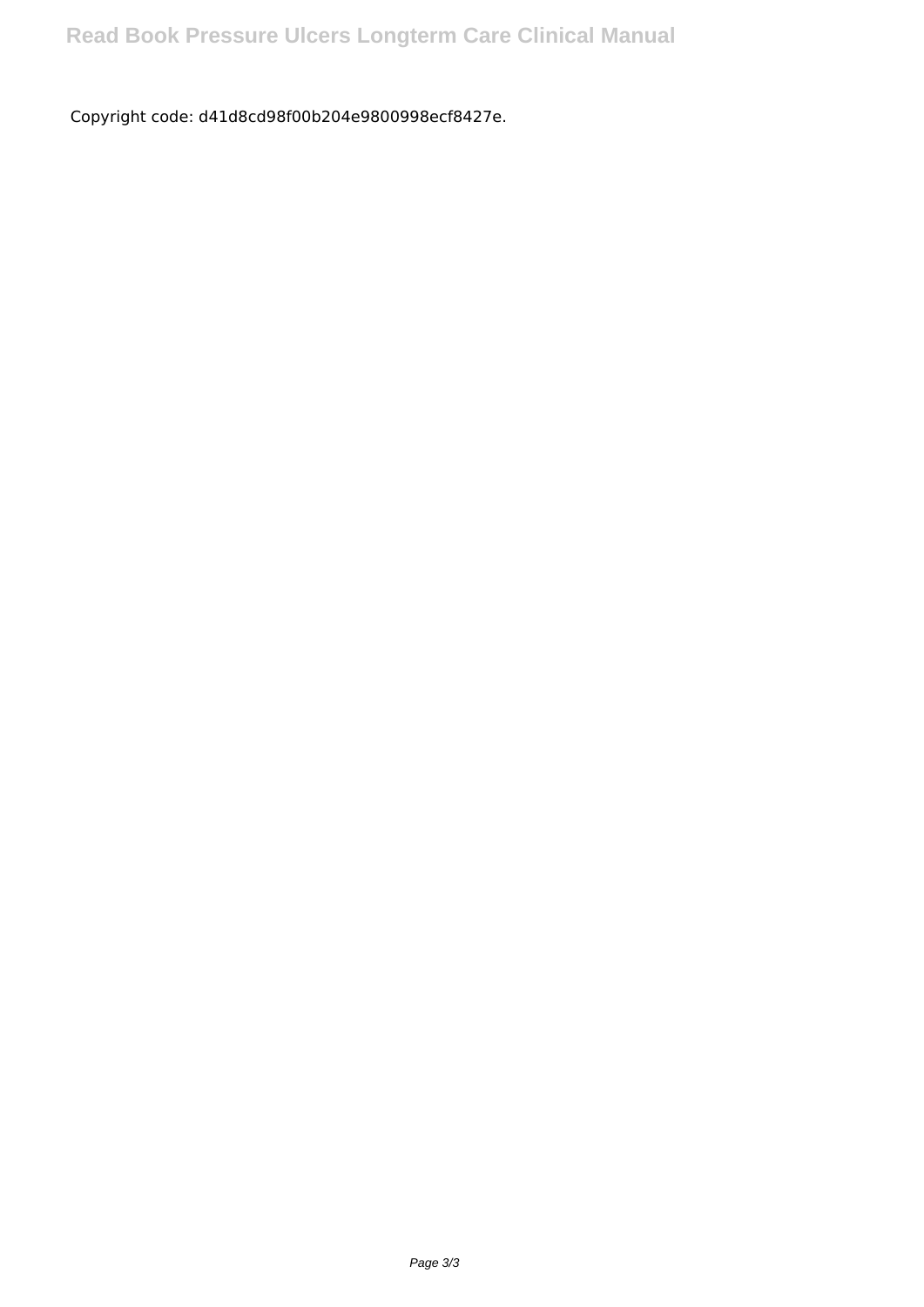Copyright code: d41d8cd98f00b204e9800998ecf8427e.